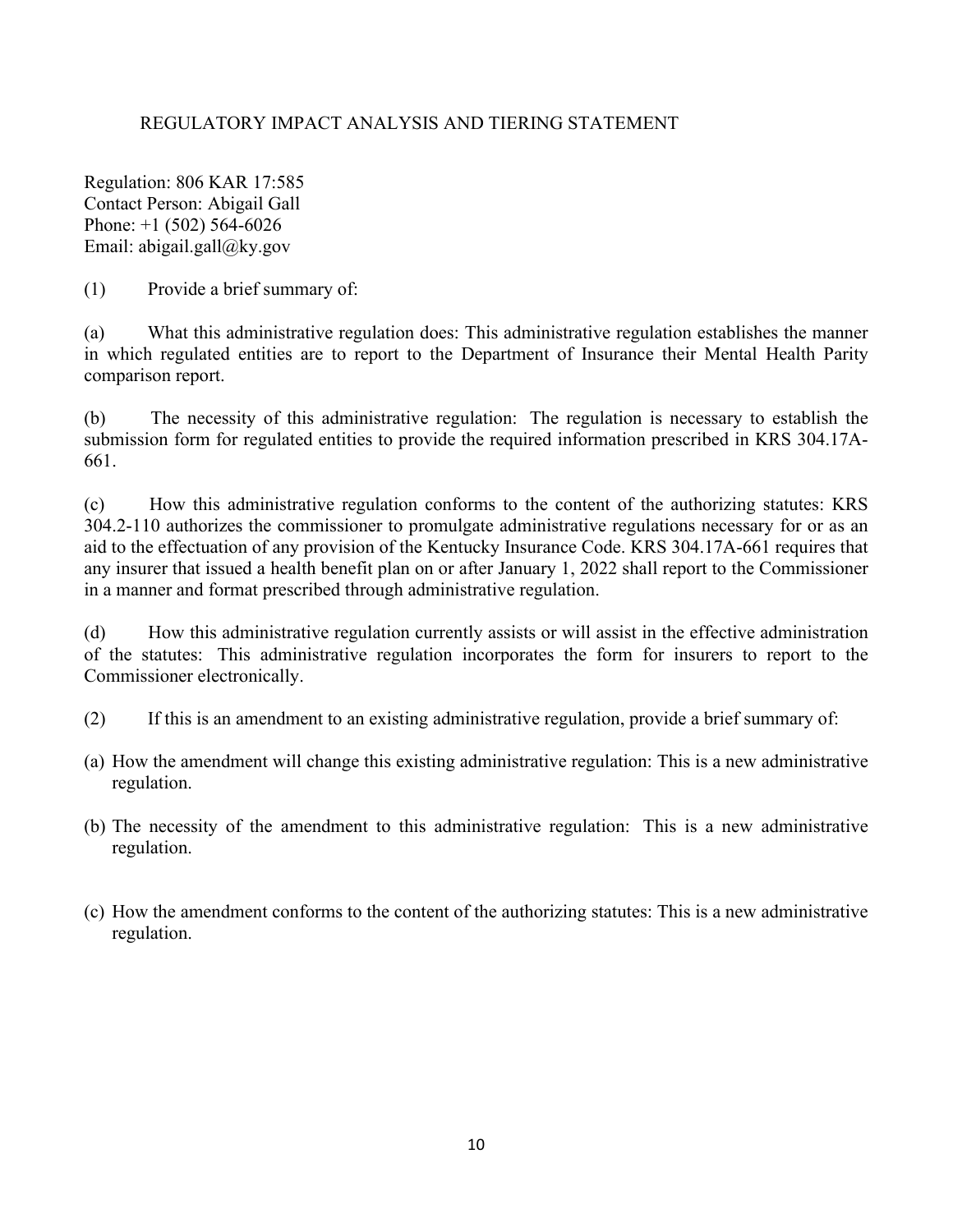## REGULATORY IMPACT ANALYSIS AND TIERING STATEMENT

Regulation: 806 KAR 17:585
Contact Person: Abigail Gall
Phone: +1 (502) 564-6026
Email: abigail.gall@ky.gov

(1) Provide a brief summary of:

(a) What this administrative regulation does: This administrative regulation establishes the manner in which regulated entities are to report to the Department of Insurance their Mental Health Parity comparison report.

(b) The necessity of this administrative regulation: The regulation is necessary to establish the submission form for regulated entities to provide the required information prescribed in KRS 304.17A-661.

(c) How this administrative regulation conforms to the content of the authorizing statutes: KRS 304.2-110 authorizes the commissioner to promulgate administrative regulations necessary for or as an aid to the effectuation of any provision of the Kentucky Insurance Code. KRS 304.17A-661 requires that any insurer that issued a health benefit plan on or after January 1, 2022 shall report to the Commissioner in a manner and format prescribed through administrative regulation.

(d) How this administrative regulation currently assists or will assist in the effective administration of the statutes: This administrative regulation incorporates the form for insurers to report to the Commissioner electronically.

(2) If this is an amendment to an existing administrative regulation, provide a brief summary of:

(a) How the amendment will change this existing administrative regulation: This is a new administrative regulation.

(b) The necessity of the amendment to this administrative regulation: This is a new administrative regulation.

(c) How the amendment conforms to the content of the authorizing statutes: This is a new administrative regulation.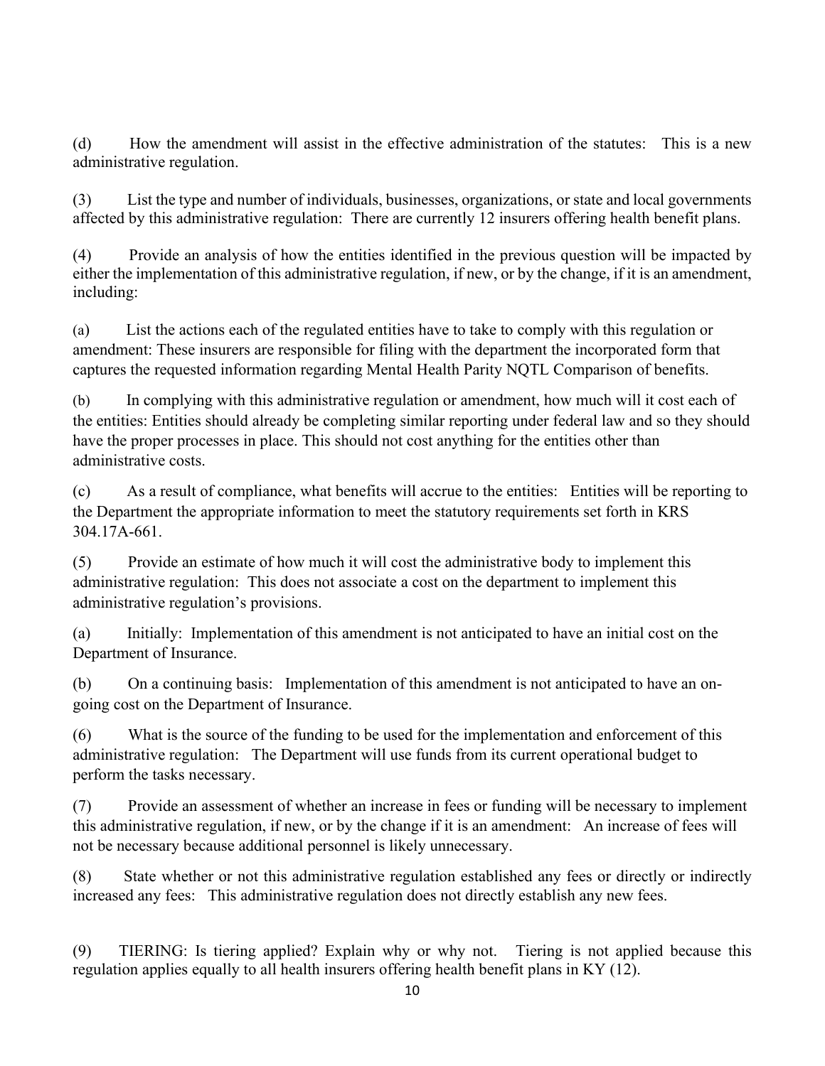(d) How the amendment will assist in the effective administration of the statutes: This is a new administrative regulation.

(3) List the type and number of individuals, businesses, organizations, or state and local governments affected by this administrative regulation: There are currently 12 insurers offering health benefit plans.

(4) Provide an analysis of how the entities identified in the previous question will be impacted by either the implementation of this administrative regulation, if new, or by the change, if it is an amendment, including:

(a) List the actions each of the regulated entities have to take to comply with this regulation or amendment: These insurers are responsible for filing with the department the incorporated form that captures the requested information regarding Mental Health Parity NQTL Comparison of benefits.

(b) In complying with this administrative regulation or amendment, how much will it cost each of the entities: Entities should already be completing similar reporting under federal law and so they should have the proper processes in place. This should not cost anything for the entities other than administrative costs.

(c) As a result of compliance, what benefits will accrue to the entities: Entities will be reporting to the Department the appropriate information to meet the statutory requirements set forth in KRS 304.17A-661.

(5) Provide an estimate of how much it will cost the administrative body to implement this administrative regulation: This does not associate a cost on the department to implement this administrative regulation's provisions.

(a) Initially: Implementation of this amendment is not anticipated to have an initial cost on the Department of Insurance.

(b) On a continuing basis: Implementation of this amendment is not anticipated to have an on-going cost on the Department of Insurance.

(6) What is the source of the funding to be used for the implementation and enforcement of this administrative regulation: The Department will use funds from its current operational budget to perform the tasks necessary.

(7) Provide an assessment of whether an increase in fees or funding will be necessary to implement this administrative regulation, if new, or by the change if it is an amendment: An increase of fees will not be necessary because additional personnel is likely unnecessary.

(8) State whether or not this administrative regulation established any fees or directly or indirectly increased any fees: This administrative regulation does not directly establish any new fees.

(9) TIERING: Is tiering applied? Explain why or why not. Tiering is not applied because this regulation applies equally to all health insurers offering health benefit plans in KY (12).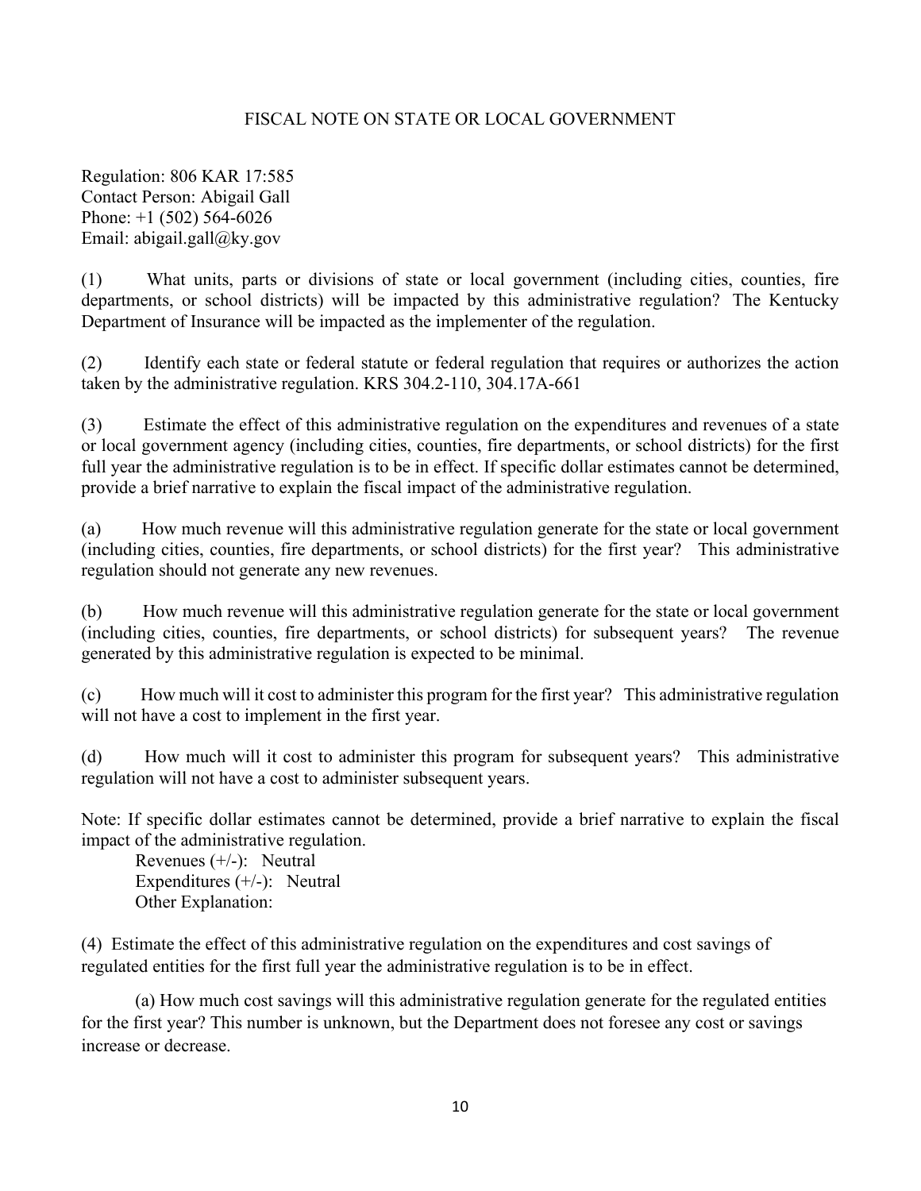# FISCAL NOTE ON STATE OR LOCAL GOVERNMENT

Regulation: 806 KAR 17:585
Contact Person: Abigail Gall
Phone: +1 (502) 564-6026
Email: abigail.gall@ky.gov

(1) What units, parts or divisions of state or local government (including cities, counties, fire departments, or school districts) will be impacted by this administrative regulation? The Kentucky Department of Insurance will be impacted as the implementer of the regulation.

(2) Identify each state or federal statute or federal regulation that requires or authorizes the action taken by the administrative regulation. KRS 304.2-110, 304.17A-661

(3) Estimate the effect of this administrative regulation on the expenditures and revenues of a state or local government agency (including cities, counties, fire departments, or school districts) for the first full year the administrative regulation is to be in effect. If specific dollar estimates cannot be determined, provide a brief narrative to explain the fiscal impact of the administrative regulation.

(a) How much revenue will this administrative regulation generate for the state or local government (including cities, counties, fire departments, or school districts) for the first year? This administrative regulation should not generate any new revenues.

(b) How much revenue will this administrative regulation generate for the state or local government (including cities, counties, fire departments, or school districts) for subsequent years? The revenue generated by this administrative regulation is expected to be minimal.

(c) How much will it cost to administer this program for the first year? This administrative regulation will not have a cost to implement in the first year.

(d) How much will it cost to administer this program for subsequent years? This administrative regulation will not have a cost to administer subsequent years.

Note: If specific dollar estimates cannot be determined, provide a brief narrative to explain the fiscal impact of the administrative regulation.

Revenues (+/-): Neutral
Expenditures (+/-): Neutral
Other Explanation:

(4) Estimate the effect of this administrative regulation on the expenditures and cost savings of regulated entities for the first full year the administrative regulation is to be in effect.

(a) How much cost savings will this administrative regulation generate for the regulated entities for the first year? This number is unknown, but the Department does not foresee any cost or savings increase or decrease.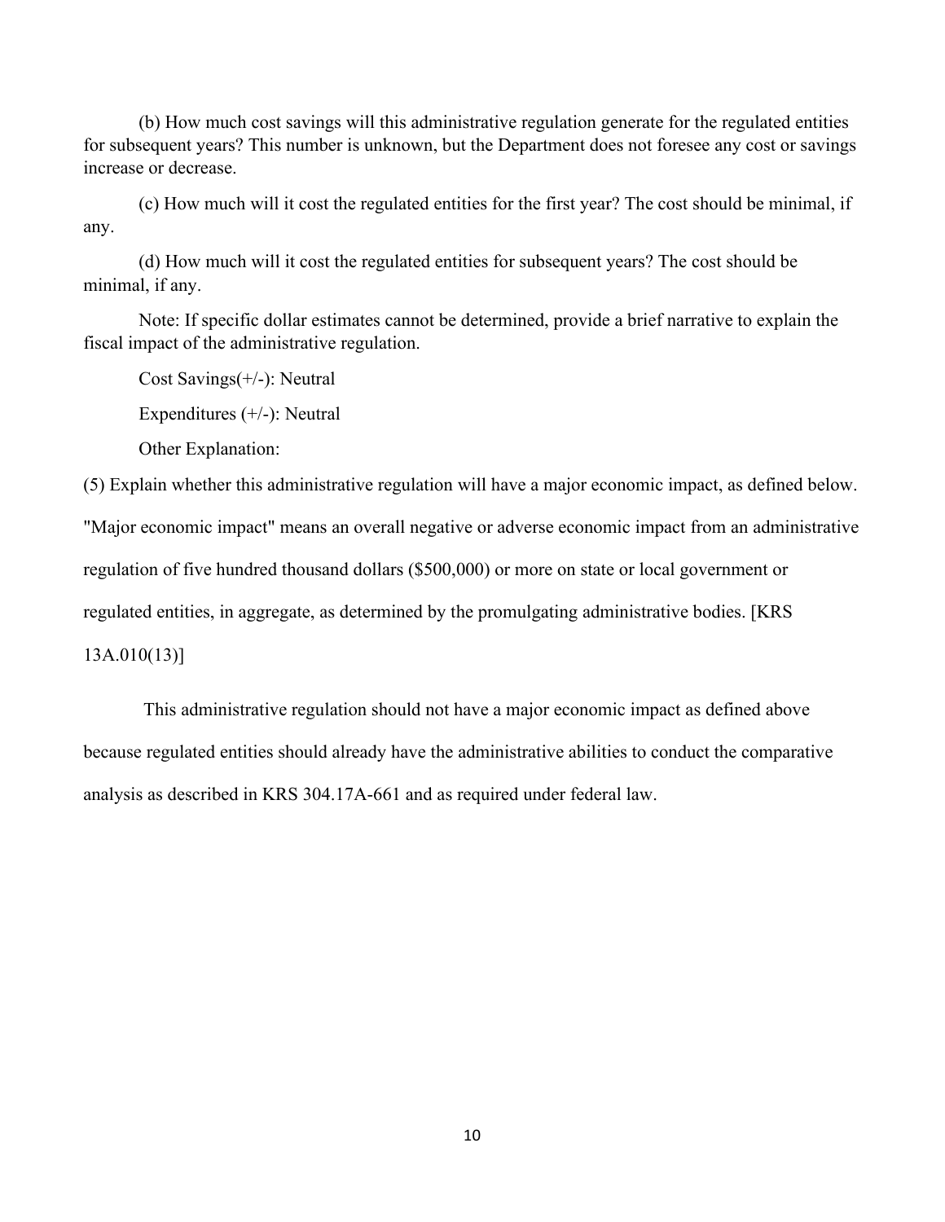(b) How much cost savings will this administrative regulation generate for the regulated entities for subsequent years? This number is unknown, but the Department does not foresee any cost or savings increase or decrease.

(c) How much will it cost the regulated entities for the first year? The cost should be minimal, if any.

(d) How much will it cost the regulated entities for subsequent years? The cost should be minimal, if any.

Note: If specific dollar estimates cannot be determined, provide a brief narrative to explain the fiscal impact of the administrative regulation.

Cost Savings(+/-): Neutral

Expenditures (+/-): Neutral

Other Explanation:

(5) Explain whether this administrative regulation will have a major economic impact, as defined below. "Major economic impact" means an overall negative or adverse economic impact from an administrative regulation of five hundred thousand dollars ($500,000) or more on state or local government or regulated entities, in aggregate, as determined by the promulgating administrative bodies. [KRS 13A.010(13)]

This administrative regulation should not have a major economic impact as defined above because regulated entities should already have the administrative abilities to conduct the comparative analysis as described in KRS 304.17A-661 and as required under federal law.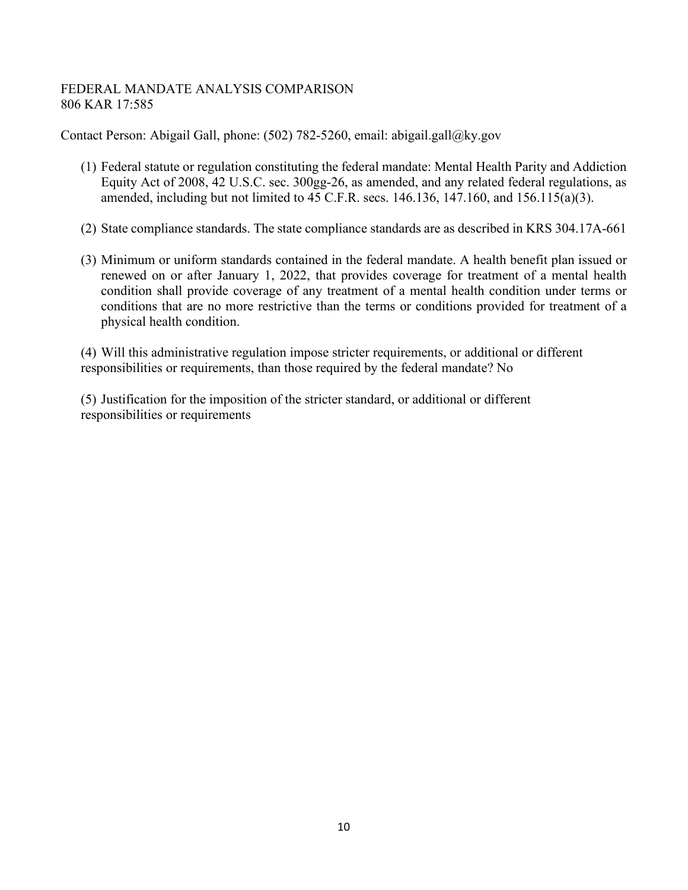FEDERAL MANDATE ANALYSIS COMPARISON
806 KAR 17:585

Contact Person: Abigail Gall, phone: (502) 782-5260, email: abigail.gall@ky.gov

(1) Federal statute or regulation constituting the federal mandate: Mental Health Parity and Addiction Equity Act of 2008, 42 U.S.C. sec. 300gg-26, as amended, and any related federal regulations, as amended, including but not limited to 45 C.F.R. secs. 146.136, 147.160, and 156.115(a)(3).

(2) State compliance standards. The state compliance standards are as described in KRS 304.17A-661

(3) Minimum or uniform standards contained in the federal mandate. A health benefit plan issued or renewed on or after January 1, 2022, that provides coverage for treatment of a mental health condition shall provide coverage of any treatment of a mental health condition under terms or conditions that are no more restrictive than the terms or conditions provided for treatment of a physical health condition.

(4) Will this administrative regulation impose stricter requirements, or additional or different responsibilities or requirements, than those required by the federal mandate? No

(5) Justification for the imposition of the stricter standard, or additional or different responsibilities or requirements